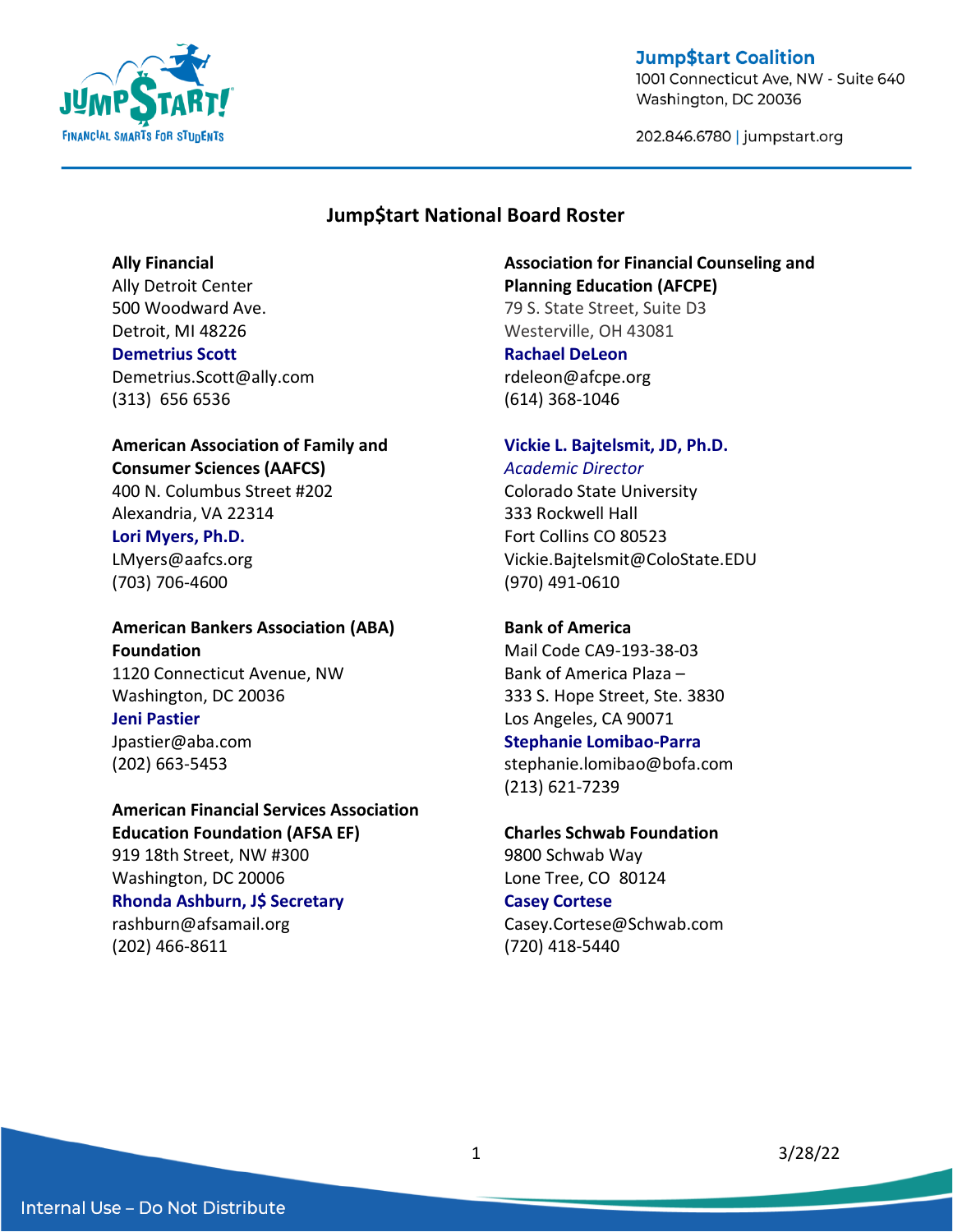Jump$tart Coalition
1001 Connecticut Ave, NW - Suite 640
Washington, DC 20036

202.846.6780 | jumpstart.org

## Jump$tart National Board Roster

**Ally Financial**
Ally Detroit Center
500 Woodward Ave.
Detroit, MI 48226
**Demetrius Scott**
Demetrius.Scott@ally.com
(313) 656 6536

**American Association of Family and Consumer Sciences (AAFCS)**
400 N. Columbus Street #202
Alexandria, VA 22314
**Lori Myers, Ph.D.**
LMyers@aafcs.org
(703) 706-4600

**American Bankers Association (ABA) Foundation**
1120 Connecticut Avenue, NW
Washington, DC 20036
**Jeni Pastier**
Jpastier@aba.com
(202) 663-5453

**American Financial Services Association Education Foundation (AFSA EF)**
919 18th Street, NW #300
Washington, DC 20006
**Rhonda Ashburn, J$ Secretary**
rashburn@afsamail.org
(202) 466-8611

**Association for Financial Counseling and Planning Education (AFCPE)**
79 S. State Street, Suite D3
Westerville, OH 43081
**Rachael DeLeon**
rdeleon@afcpe.org
(614) 368-1046

**Vickie L. Bajtelsmit, JD, Ph.D.**
*Academic Director*
Colorado State University
333 Rockwell Hall
Fort Collins CO 80523
Vickie.Bajtelsmit@ColoState.EDU
(970) 491-0610

**Bank of America**
Mail Code CA9-193-38-03
Bank of America Plaza –
333 S. Hope Street, Ste. 3830
Los Angeles, CA 90071
**Stephanie Lomibao-Parra**
stephanie.lomibao@bofa.com
(213) 621-7239

**Charles Schwab Foundation**
9800 Schwab Way
Lone Tree, CO 80124
**Casey Cortese**
Casey.Cortese@Schwab.com
(720) 418-5440

3/28/22

Internal Use – Do Not Distribute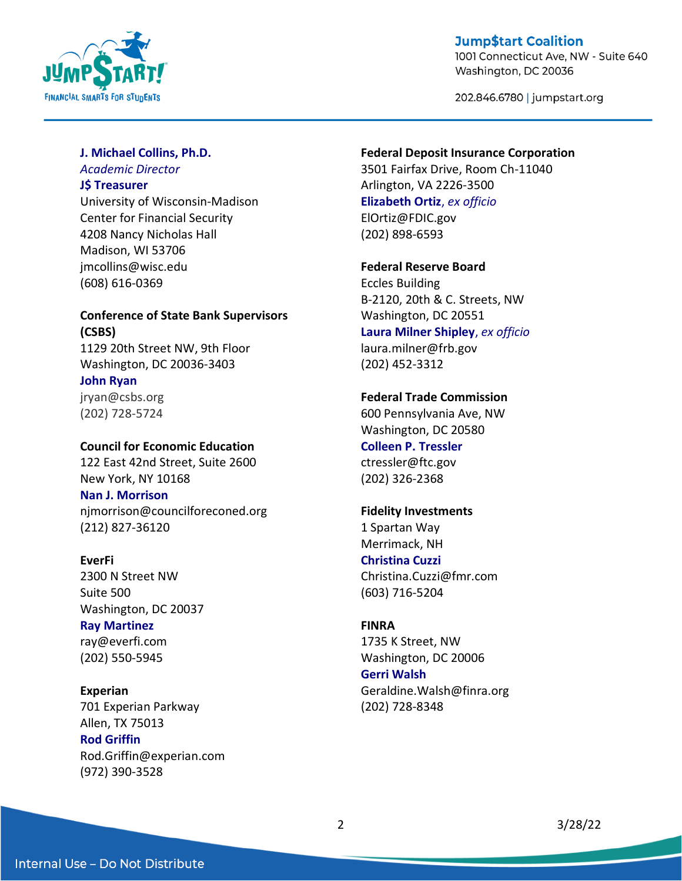**J. Michael Collins, Ph.D.**
*Academic Director*
**J$ Treasurer**
University of Wisconsin-Madison
Center for Financial Security
4208 Nancy Nicholas Hall
Madison, WI 53706
jmcollins@wisc.edu
(608) 616-0369

**Conference of State Bank Supervisors (CSBS)**
1129 20th Street NW, 9th Floor
Washington, DC 20036-3403
**John Ryan**
jryan@csbs.org
(202) 728-5724

**Council for Economic Education**
122 East 42nd Street, Suite 2600
New York, NY 10168
**Nan J. Morrison**
njmorrison@councilforeconed.org
(212) 827-36120

**EverFi**
2300 N Street NW
Suite 500
Washington, DC 20037
**Ray Martinez**
ray@everfi.com
(202) 550-5945

**Experian**
701 Experian Parkway
Allen, TX 75013
**Rod Griffin**
Rod.Griffin@experian.com
(972) 390-3528

**Federal Deposit Insurance Corporation**
3501 Fairfax Drive, Room Ch-11040
Arlington, VA 2226-3500
**Elizabeth Ortiz**, *ex officio*
ElOrtiz@FDIC.gov
(202) 898-6593

**Federal Reserve Board**
Eccles Building
B-2120, 20th & C. Streets, NW
Washington, DC 20551
**Laura Milner Shipley**, *ex officio*
laura.milner@frb.gov
(202) 452-3312

**Federal Trade Commission**
600 Pennsylvania Ave, NW
Washington, DC 20580
**Colleen P. Tressler**
ctressler@ftc.gov
(202) 326-2368

**Fidelity Investments**
1 Spartan Way
Merrimack, NH
**Christina Cuzzi**
Christina.Cuzzi@fmr.com
(603) 716-5204

**FINRA**
1735 K Street, NW
Washington, DC 20006
**Gerri Walsh**
Geraldine.Walsh@finra.org
(202) 728-8348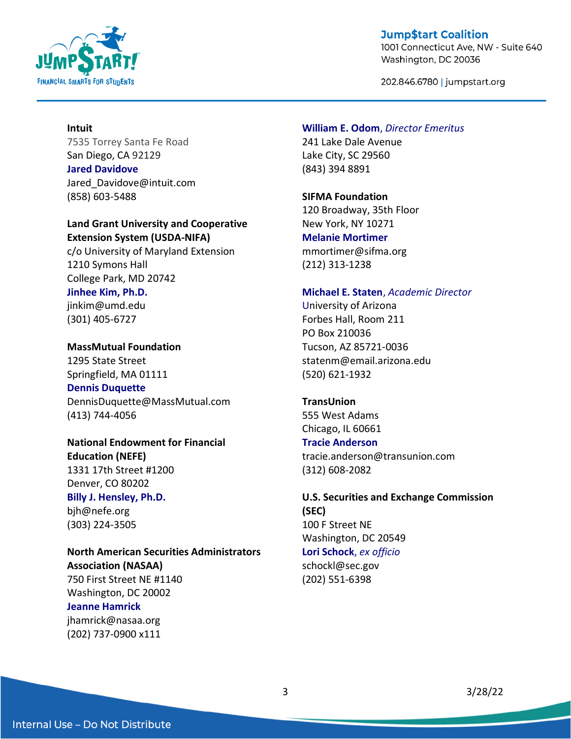**Intuit**
7535 Torrey Santa Fe Road
San Diego, CA 92129
**Jared Davidove**
Jared_Davidove@intuit.com
(858) 603-5488

**Land Grant University and Cooperative Extension System (USDA-NIFA)**
c/o University of Maryland Extension
1210 Symons Hall
College Park, MD 20742
**Jinhee Kim, Ph.D.**
jinkim@umd.edu
(301) 405-6727

**MassMutual Foundation**
1295 State Street
Springfield, MA 01111
**Dennis Duquette**
DennisDuquette@MassMutual.com
(413) 744-4056

**National Endowment for Financial Education (NEFE)**
1331 17th Street #1200
Denver, CO 80202
**Billy J. Hensley, Ph.D.**
bjh@nefe.org
(303) 224-3505

**North American Securities Administrators Association (NASAA)**
750 First Street NE #1140
Washington, DC 20002
**Jeanne Hamrick**
jhamrick@nasaa.org
(202) 737-0900 x111

**William E. Odom**, *Director Emeritus*
241 Lake Dale Avenue
Lake City, SC 29560
(843) 394 8891

**SIFMA Foundation**
120 Broadway, 35th Floor
New York, NY 10271
**Melanie Mortimer**
mmortimer@sifma.org
(212) 313-1238

**Michael E. Staten**, *Academic Director*
University of Arizona
Forbes Hall, Room 211
PO Box 210036
Tucson, AZ 85721-0036
statenm@email.arizona.edu
(520) 621-1932

**TransUnion**
555 West Adams
Chicago, IL 60661
**Tracie Anderson**
tracie.anderson@transunion.com
(312) 608-2082

**U.S. Securities and Exchange Commission (SEC)**
100 F Street NE
Washington, DC 20549
**Lori Schock**, *ex officio*
schockl@sec.gov
(202) 551-6398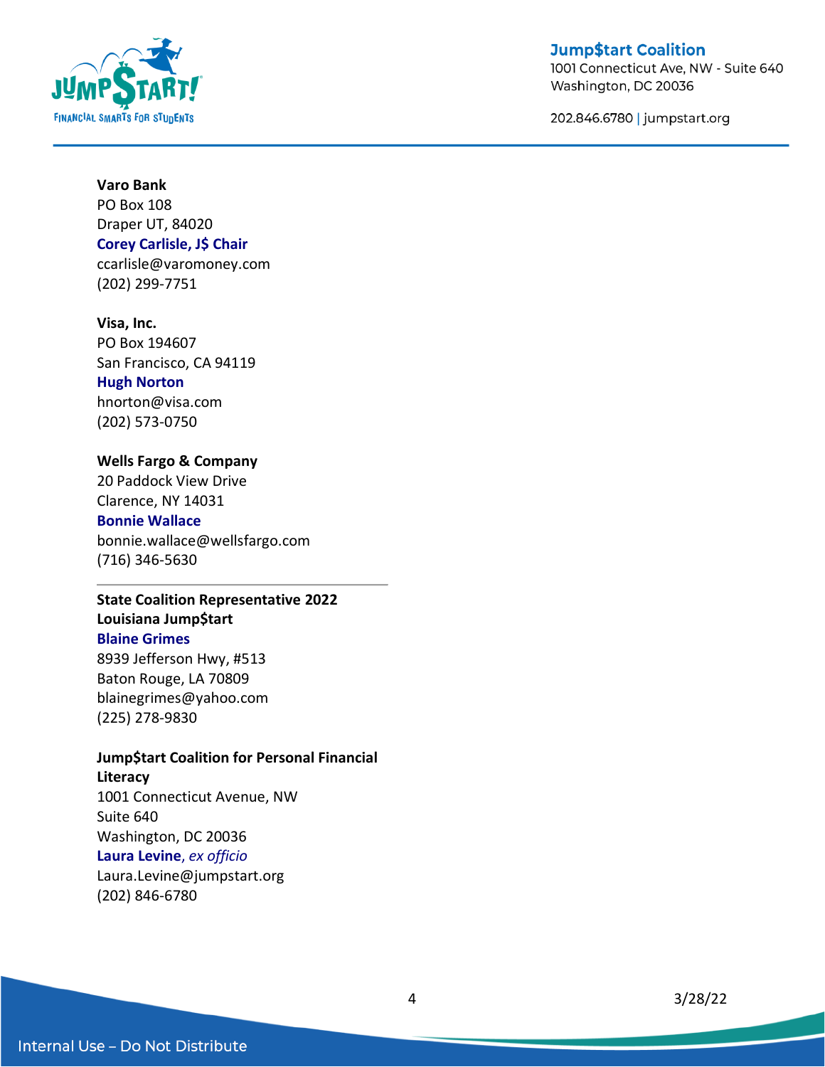**Varo Bank**
PO Box 108
Draper UT, 84020
**Corey Carlisle, J$ Chair**
ccarlisle@varomoney.com
(202) 299-7751

**Visa, Inc.**
PO Box 194607
San Francisco, CA 94119
**Hugh Norton**
hnorton@visa.com
(202) 573-0750

**Wells Fargo & Company**
20 Paddock View Drive
Clarence, NY 14031
**Bonnie Wallace**
bonnie.wallace@wellsfargo.com
(716) 346-5630

---

**State Coalition Representative 2022**
**Louisiana Jump$tart**
**Blaine Grimes**
8939 Jefferson Hwy, #513
Baton Rouge, LA 70809
blainegrimes@yahoo.com
(225) 278-9830

**Jump$tart Coalition for Personal Financial Literacy**
1001 Connecticut Avenue, NW
Suite 640
Washington, DC 20036
**Laura Levine**, *ex officio*
Laura.Levine@jumpstart.org
(202) 846-6780